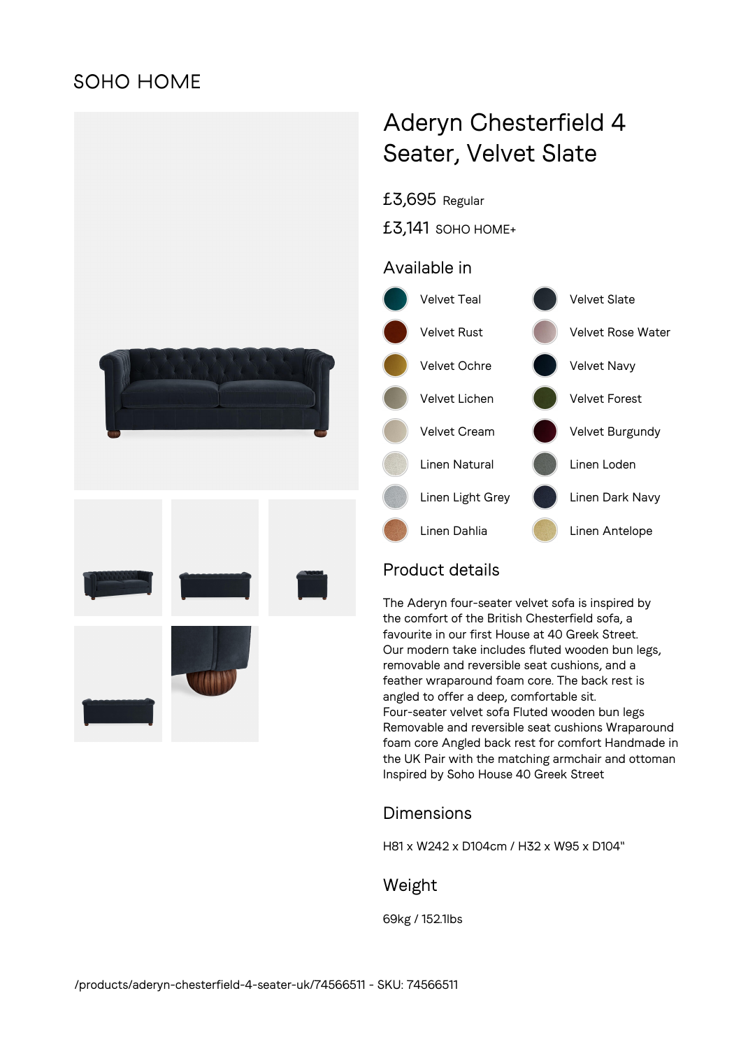SOHO HOME

# Aderyn Chesterfield 4 Seater, Velvet Slate

£3,695 Regular

£3,141 SOHO HOME+

## Available in

- Velvet Teal
- Velvet Slate
- Velvet Rust
- Velvet Rose Water
- Velvet Ochre
- Velvet Navy
- Velvet Lichen
- Velvet Forest
- Velvet Cream
- Velvet Burgundy
- Linen Natural
- Linen Loden
- Linen Light Grey
- Linen Dark Navy
- Linen Dahlia
- Linen Antelope

## Product details

The Aderyn four-seater velvet sofa is inspired by the comfort of the British Chesterfield sofa, a favourite in our first House at 40 Greek Street. Our modern take includes fluted wooden bun legs, removable and reversible seat cushions, and a feather wraparound foam core. The back rest is angled to offer a deep, comfortable sit. Four-seater velvet sofa Fluted wooden bun legs Removable and reversible seat cushions Wraparound foam core Angled back rest for comfort Handmade in the UK Pair with the matching armchair and ottoman Inspired by Soho House 40 Greek Street

## Dimensions

H81 x W242 x D104cm / H32 x W95 x D104"

## Weight

69kg / 152.1lbs

/products/aderyn-chesterfield-4-seater-uk/74566511 - SKU: 74566511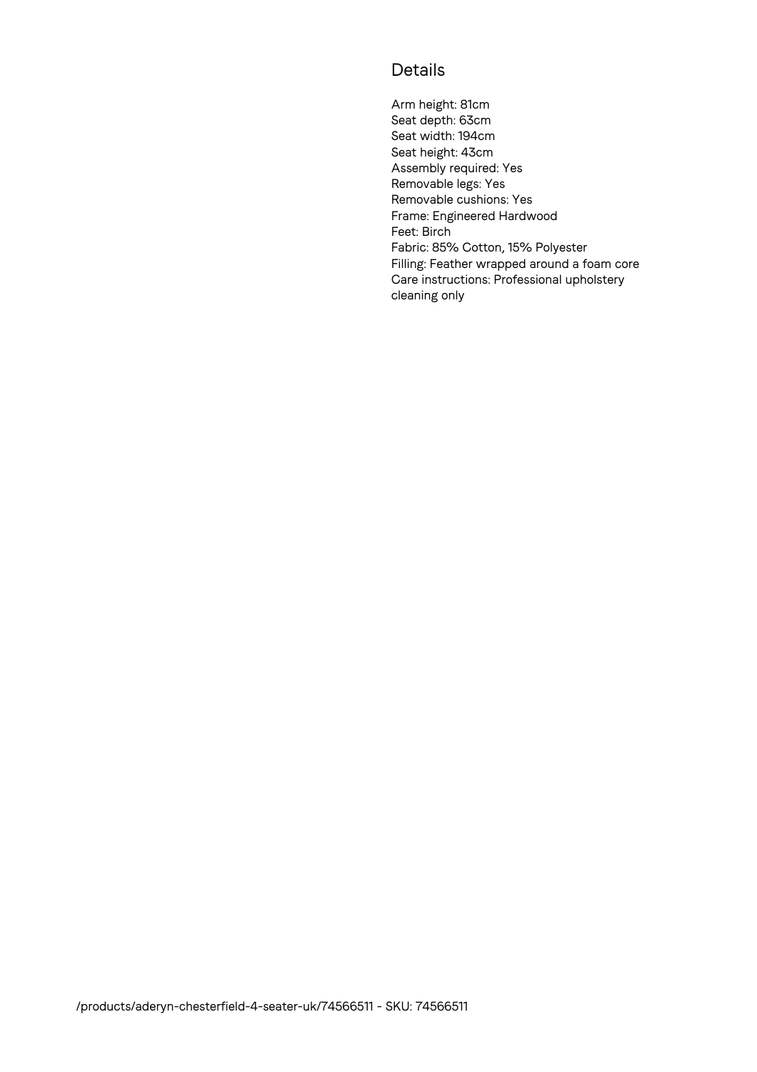## Details

Arm height: 81cm
Seat depth: 63cm
Seat width: 194cm
Seat height: 43cm
Assembly required: Yes
Removable legs: Yes
Removable cushions: Yes
Frame: Engineered Hardwood
Feet: Birch
Fabric: 85% Cotton, 15% Polyester
Filling: Feather wrapped around a foam core
Care instructions: Professional upholstery cleaning only

/products/aderyn-chesterfield-4-seater-uk/74566511 - SKU: 74566511